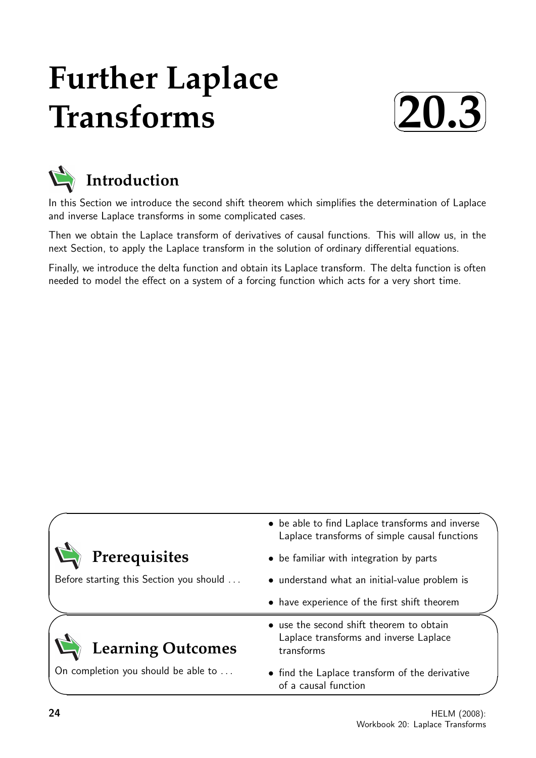# Further Laplace Transforms

# 20.3

## Introduction

In this Section we introduce the second shift theorem which simplifies the determination of Laplace and inverse Laplace transforms in some complicated cases.

Then we obtain the Laplace transform of derivatives of causal functions. This will allow us, in the next Section, to apply the Laplace transform in the solution of ordinary differential equations.

Finally, we introduce the delta function and obtain its Laplace transform. The delta function is often needed to model the effect on a system of a forcing function which acts for a very short time.

## Prerequisites

Before starting this Section you should ...

- be able to find Laplace transforms and inverse Laplace transforms of simple causal functions
- be familiar with integration by parts
- understand what an initial-value problem is
- have experience of the first shift theorem

## Learning Outcomes

On completion you should be able to ...

- use the second shift theorem to obtain Laplace transforms and inverse Laplace transforms
- find the Laplace transform of the derivative of a causal function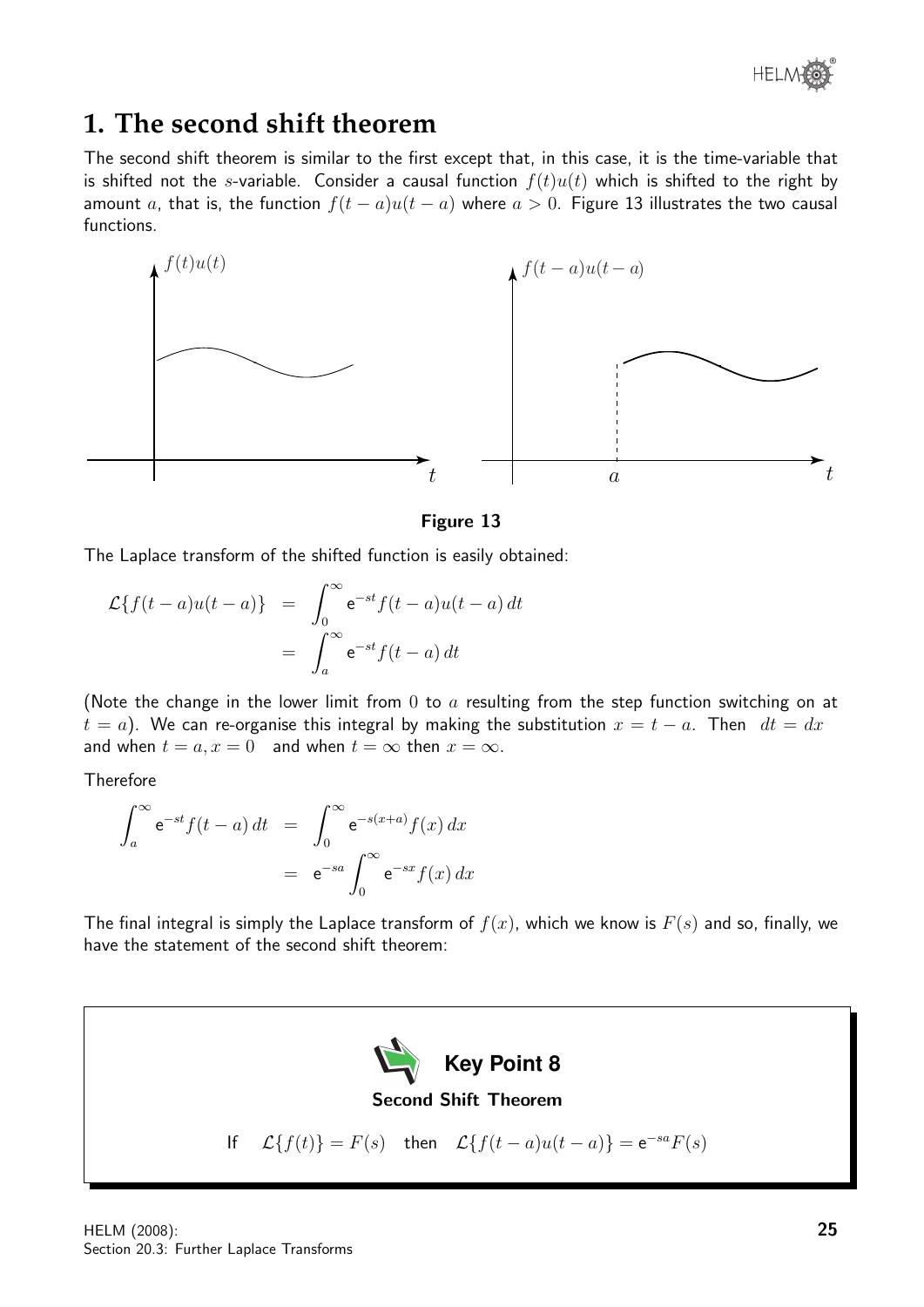## 1. The second shift theorem

The second shift theorem is similar to the first except that, in this case, it is the time-variable that is shifted not the $s$-variable. Consider a causal function $f(t)u(t)$ which is shifted to the right by amount $a$, that is, the function $f(t-a)u(t-a)$ where $a > 0$. Figure 13 illustrates the two causal functions.

**Figure 13**

The Laplace transform of the shifted function is easily obtained:

$$\begin{aligned}\mathcal{L}\{f(t-a)u(t-a)\} &= \int_0^\infty \mathrm{e}^{-st} f(t-a)u(t-a)\,dt \\ &= \int_a^\infty \mathrm{e}^{-st} f(t-a)\,dt\end{aligned}$$

(Note the change in the lower limit from $0$ to $a$ resulting from the step function switching on at $t = a$). We can re-organise this integral by making the substitution $x = t - a$. Then $dt = dx$ and when $t = a, x = 0$ and when $t = \infty$ then $x = \infty$.

Therefore

$$\begin{aligned}\int_a^\infty \mathrm{e}^{-st} f(t-a)\,dt &= \int_0^\infty \mathrm{e}^{-s(x+a)} f(x)\,dx \\ &= \mathrm{e}^{-sa} \int_0^\infty \mathrm{e}^{-sx} f(x)\,dx\end{aligned}$$

The final integral is simply the Laplace transform of $f(x)$, which we know is $F(s)$ and so, finally, we have the statement of the second shift theorem:

**Key Point 8**

**Second Shift Theorem**

If $\quad \mathcal{L}\{f(t)\} = F(s) \quad$ then $\quad \mathcal{L}\{f(t-a)u(t-a)\} = \mathrm{e}^{-sa}F(s)$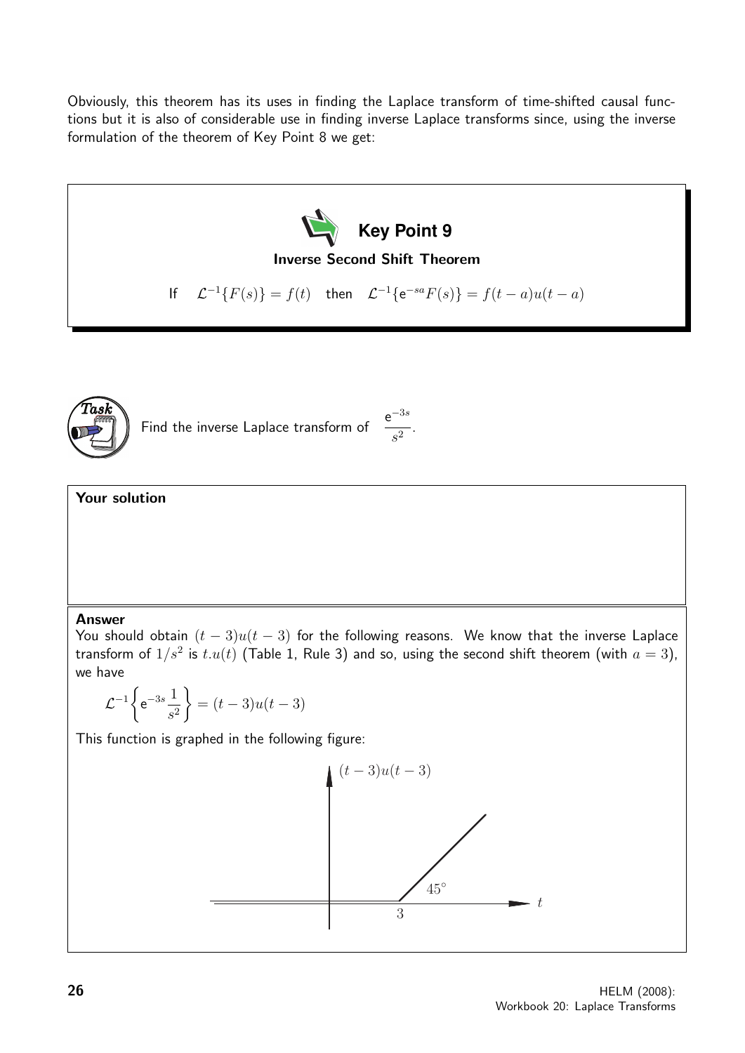Obviously, this theorem has its uses in finding the Laplace transform of time-shifted causal functions but it is also of considerable use in finding inverse Laplace transforms since, using the inverse formulation of the theorem of Key Point 8 we get:

**Key Point 9**

**Inverse Second Shift Theorem**

If $\quad \mathcal{L}^{-1}\{F(s)\} = f(t) \quad$ then $\quad \mathcal{L}^{-1}\{\mathrm{e}^{-sa}F(s)\} = f(t-a)u(t-a)$

**Task**

Find the inverse Laplace transform of $\dfrac{\mathrm{e}^{-3s}}{s^2}$.

**Your solution**

**Answer**

You should obtain $(t-3)u(t-3)$ for the following reasons. We know that the inverse Laplace transform of $1/s^2$ is $t.u(t)$ (Table 1, Rule 3) and so, using the second shift theorem (with $a = 3$), we have

$$\mathcal{L}^{-1}\left\{\mathrm{e}^{-3s}\frac{1}{s^2}\right\} = (t-3)u(t-3)$$

This function is graphed in the following figure: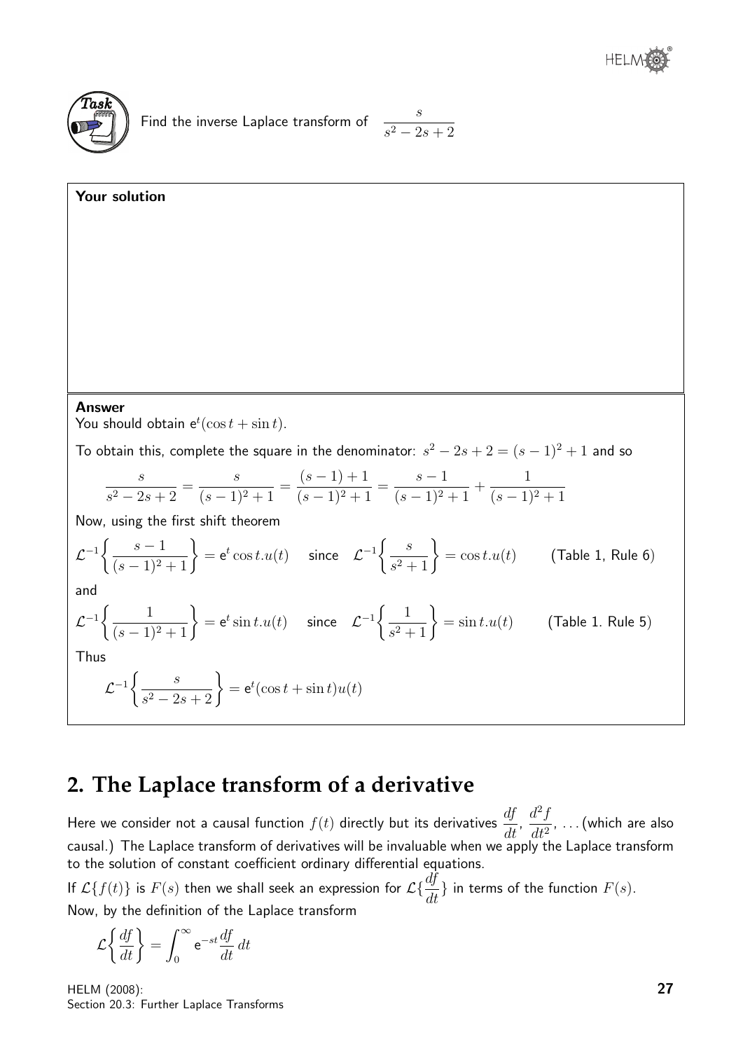**Task**

Find the inverse Laplace transform of $\dfrac{s}{s^2 - 2s + 2}$

**Your solution**

**Answer**

You should obtain $e^t(\cos t + \sin t)$.

To obtain this, complete the square in the denominator: $s^2 - 2s + 2 = (s-1)^2 + 1$ and so

$$\frac{s}{s^2 - 2s + 2} = \frac{s}{(s-1)^2 + 1} = \frac{(s-1)+1}{(s-1)^2 + 1} = \frac{s-1}{(s-1)^2+1} + \frac{1}{(s-1)^2+1}$$

Now, using the first shift theorem

$$\mathcal{L}^{-1}\left\{\frac{s-1}{(s-1)^2+1}\right\} = e^t \cos t.u(t) \quad \text{since} \quad \mathcal{L}^{-1}\left\{\frac{s}{s^2+1}\right\} = \cos t.u(t) \qquad \text{(Table 1, Rule 6)}$$

and

$$\mathcal{L}^{-1}\left\{\frac{1}{(s-1)^2+1}\right\} = e^t \sin t.u(t) \quad \text{since} \quad \mathcal{L}^{-1}\left\{\frac{1}{s^2+1}\right\} = \sin t.u(t) \qquad \text{(Table 1. Rule 5)}$$

Thus

$$\mathcal{L}^{-1}\left\{\frac{s}{s^2 - 2s + 2}\right\} = e^t(\cos t + \sin t)u(t)$$

## 2. The Laplace transform of a derivative

Here we consider not a causal function $f(t)$ directly but its derivatives $\dfrac{df}{dt}$, $\dfrac{d^2f}{dt^2}$, ... (which are also causal.) The Laplace transform of derivatives will be invaluable when we apply the Laplace transform to the solution of constant coefficient ordinary differential equations.

If $\mathcal{L}\{f(t)\}$ is $F(s)$ then we shall seek an expression for $\mathcal{L}\{\dfrac{df}{dt}\}$ in terms of the function $F(s)$.

Now, by the definition of the Laplace transform

$$\mathcal{L}\left\{\frac{df}{dt}\right\} = \int_0^\infty e^{-st}\frac{df}{dt}\,dt$$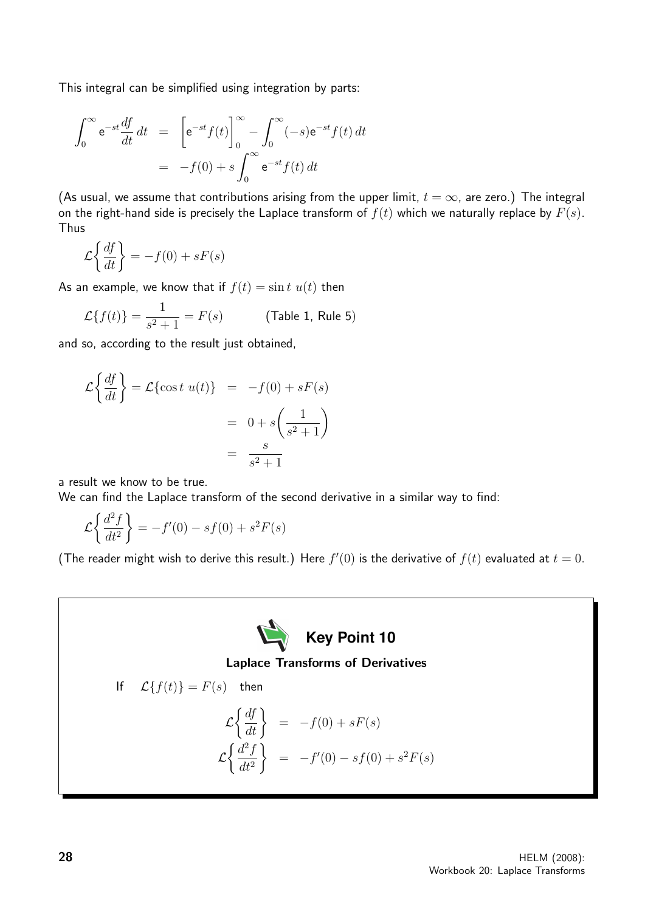This integral can be simplified using integration by parts:

$$\begin{aligned}\int_0^\infty \mathrm{e}^{-st}\frac{df}{dt}\,dt &= \Big[\mathrm{e}^{-st}f(t)\Big]_0^\infty - \int_0^\infty (-s)\mathrm{e}^{-st}f(t)\,dt \\ &= -f(0) + s\int_0^\infty \mathrm{e}^{-st}f(t)\,dt\end{aligned}$$

(As usual, we assume that contributions arising from the upper limit, $t = \infty$, are zero.) The integral on the right-hand side is precisely the Laplace transform of $f(t)$ which we naturally replace by $F(s)$. Thus

$$\mathcal{L}\left\{\frac{df}{dt}\right\} = -f(0) + sF(s)$$

As an example, we know that if $f(t) = \sin t\; u(t)$ then

$$\mathcal{L}\{f(t)\} = \frac{1}{s^2+1} = F(s) \qquad \text{(Table 1, Rule 5)}$$

and so, according to the result just obtained,

$$\begin{aligned}\mathcal{L}\left\{\frac{df}{dt}\right\} = \mathcal{L}\{\cos t\; u(t)\} &= -f(0) + sF(s) \\ &= 0 + s\left(\frac{1}{s^2+1}\right) \\ &= \frac{s}{s^2+1}\end{aligned}$$

a result we know to be true.

We can find the Laplace transform of the second derivative in a similar way to find:

$$\mathcal{L}\left\{\frac{d^2f}{dt^2}\right\} = -f'(0) - sf(0) + s^2F(s)$$

(The reader might wish to derive this result.) Here $f'(0)$ is the derivative of $f(t)$ evaluated at $t = 0$.

### Key Point 10

**Laplace Transforms of Derivatives**

If $\quad \mathcal{L}\{f(t)\} = F(s) \quad$ then

$$\begin{aligned}\mathcal{L}\left\{\frac{df}{dt}\right\} &= -f(0) + sF(s) \\ \mathcal{L}\left\{\frac{d^2f}{dt^2}\right\} &= -f'(0) - sf(0) + s^2F(s)\end{aligned}$$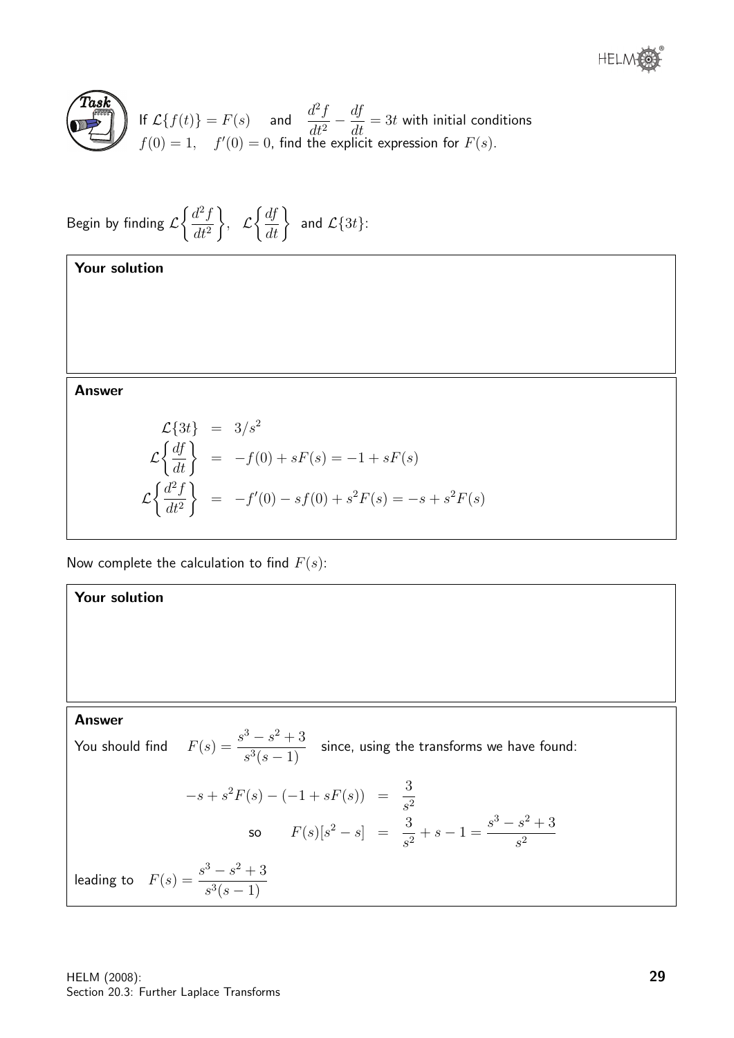**Task**

If $\mathcal{L}\{f(t)\} = F(s)$ and $\dfrac{d^2 f}{dt^2} - \dfrac{df}{dt} = 3t$ with initial conditions $f(0) = 1, \quad f'(0) = 0$, find the explicit expression for $F(s)$.

Begin by finding $\mathcal{L}\left\{\dfrac{d^2 f}{dt^2}\right\}, \quad \mathcal{L}\left\{\dfrac{df}{dt}\right\}$ and $\mathcal{L}\{3t\}$:

**Your solution**

**Answer**

$$\begin{aligned}
\mathcal{L}\{3t\} &= 3/s^2 \\
\mathcal{L}\left\{\frac{df}{dt}\right\} &= -f(0) + sF(s) = -1 + sF(s) \\
\mathcal{L}\left\{\frac{d^2 f}{dt^2}\right\} &= -f'(0) - sf(0) + s^2 F(s) = -s + s^2 F(s)
\end{aligned}$$

Now complete the calculation to find $F(s)$:

**Your solution**

**Answer**

You should find $\quad F(s) = \dfrac{s^3 - s^2 + 3}{s^3(s-1)} \quad$ since, using the transforms we have found:

$$\begin{aligned}
-s + s^2 F(s) - (-1 + sF(s)) &= \frac{3}{s^2} \\
\text{so} \qquad F(s)[s^2 - s] &= \frac{3}{s^2} + s - 1 = \frac{s^3 - s^2 + 3}{s^2}
\end{aligned}$$

leading to $\quad F(s) = \dfrac{s^3 - s^2 + 3}{s^3(s-1)}$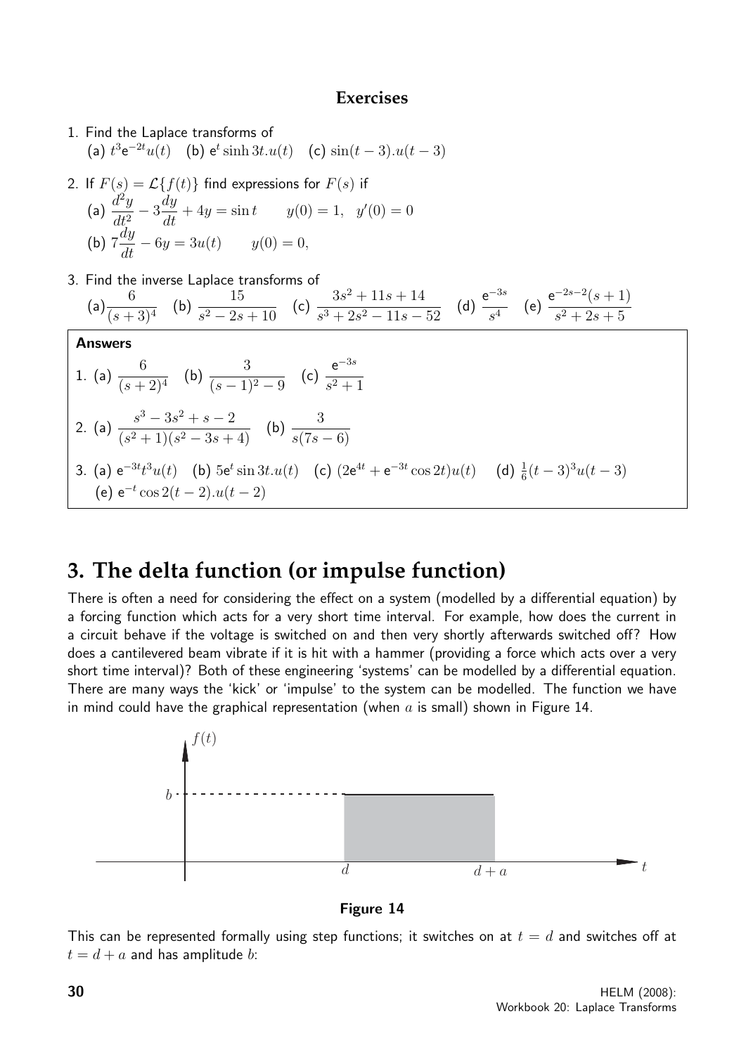## Exercises

1. Find the Laplace transforms of
   (a) $t^3 e^{-2t}u(t)$ (b) $e^t \sinh 3t.u(t)$ (c) $\sin(t-3).u(t-3)$

2. If $F(s) = \mathcal{L}\{f(t)\}$ find expressions for $F(s)$ if
   (a) $\dfrac{d^2y}{dt^2} - 3\dfrac{dy}{dt} + 4y = \sin t \qquad y(0) = 1, \quad y'(0) = 0$
   (b) $7\dfrac{dy}{dt} - 6y = 3u(t) \qquad y(0) = 0,$

3. Find the inverse Laplace transforms of
   (a) $\dfrac{6}{(s+3)^4}$ (b) $\dfrac{15}{s^2 - 2s + 10}$ (c) $\dfrac{3s^2 + 11s + 14}{s^3 + 2s^2 - 11s - 52}$ (d) $\dfrac{e^{-3s}}{s^4}$ (e) $\dfrac{e^{-2s-2}(s+1)}{s^2 + 2s + 5}$

**Answers**

1. (a) $\dfrac{6}{(s+2)^4}$ (b) $\dfrac{3}{(s-1)^2 - 9}$ (c) $\dfrac{e^{-3s}}{s^2+1}$

2. (a) $\dfrac{s^3 - 3s^2 + s - 2}{(s^2+1)(s^2 - 3s + 4)}$ (b) $\dfrac{3}{s(7s-6)}$

3. (a) $e^{-3t}t^3 u(t)$ (b) $5e^t \sin 3t.u(t)$ (c) $(2e^{4t} + e^{-3t}\cos 2t)u(t)$ (d) $\frac{1}{6}(t-3)^3 u(t-3)$
   (e) $e^{-t}\cos 2(t-2).u(t-2)$

# 3. The delta function (or impulse function)

There is often a need for considering the effect on a system (modelled by a differential equation) by a forcing function which acts for a very short time interval. For example, how does the current in a circuit behave if the voltage is switched on and then very shortly afterwards switched off? How does a cantilevered beam vibrate if it is hit with a hammer (providing a force which acts over a very short time interval)? Both of these engineering 'systems' can be modelled by a differential equation. There are many ways the 'kick' or 'impulse' to the system can be modelled. The function we have in mind could have the graphical representation (when $a$ is small) shown in Figure 14.

**Figure 14**

This can be represented formally using step functions; it switches on at $t = d$ and switches off at $t = d + a$ and has amplitude $b$: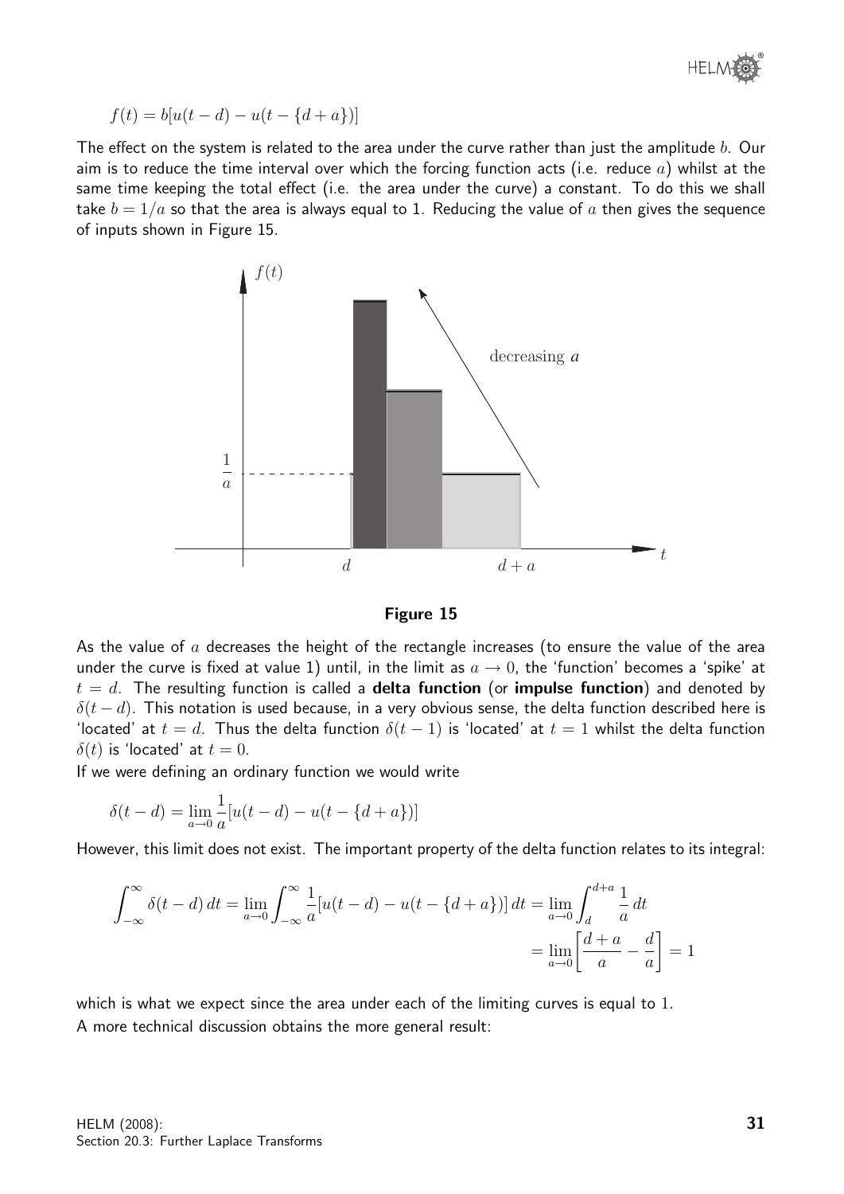$$f(t) = b[u(t-d) - u(t - \{d+a\})]$$

The effect on the system is related to the area under the curve rather than just the amplitude $b$. Our aim is to reduce the time interval over which the forcing function acts (i.e. reduce $a$) whilst at the same time keeping the total effect (i.e. the area under the curve) a constant. To do this we shall take $b = 1/a$ so that the area is always equal to 1. Reducing the value of $a$ then gives the sequence of inputs shown in Figure 15.

**Figure 15**

As the value of $a$ decreases the height of the rectangle increases (to ensure the value of the area under the curve is fixed at value 1) until, in the limit as $a \to 0$, the 'function' becomes a 'spike' at $t = d$. The resulting function is called a **delta function** (or **impulse function**) and denoted by $\delta(t-d)$. This notation is used because, in a very obvious sense, the delta function described here is 'located' at $t = d$. Thus the delta function $\delta(t-1)$ is 'located' at $t = 1$ whilst the delta function $\delta(t)$ is 'located' at $t = 0$.

If we were defining an ordinary function we would write

$$\delta(t-d) = \lim_{a \to 0} \frac{1}{a}[u(t-d) - u(t - \{d+a\})]$$

However, this limit does not exist. The important property of the delta function relates to its integral:

$$\int_{-\infty}^{\infty} \delta(t-d)\,dt = \lim_{a \to 0} \int_{-\infty}^{\infty} \frac{1}{a}[u(t-d) - u(t - \{d+a\})]\,dt = \lim_{a \to 0} \int_{d}^{d+a} \frac{1}{a}\,dt$$

$$= \lim_{a \to 0} \left[\frac{d+a}{a} - \frac{d}{a}\right] = 1$$

which is what we expect since the area under each of the limiting curves is equal to 1.

A more technical discussion obtains the more general result: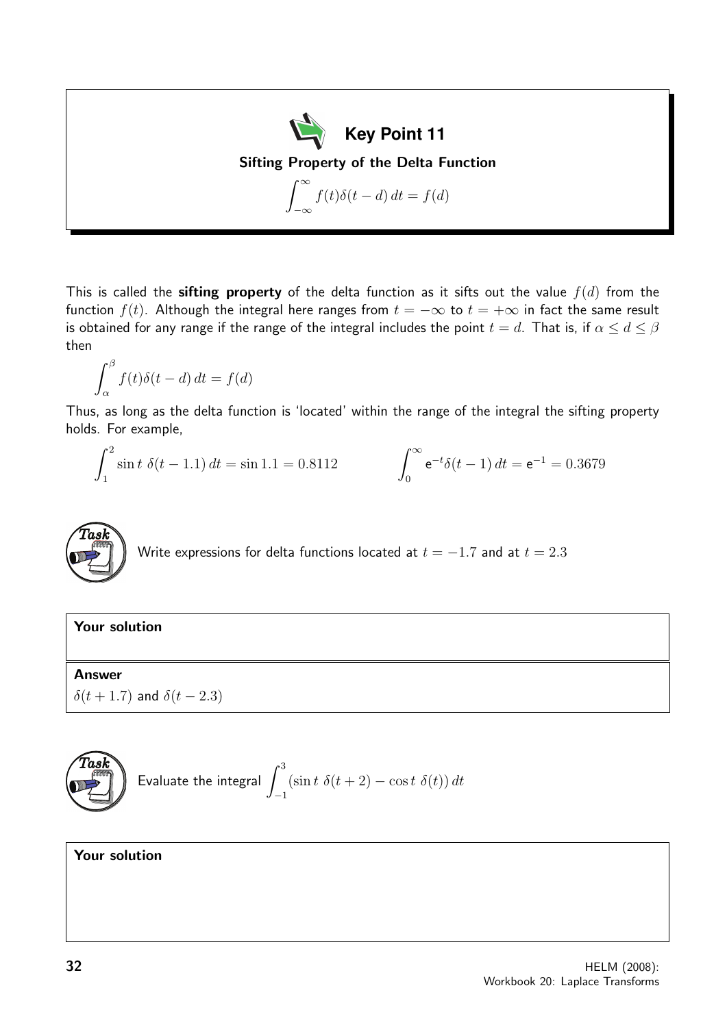**Key Point 11**

**Sifting Property of the Delta Function**

$$\int_{-\infty}^{\infty} f(t)\delta(t-d)\,dt = f(d)$$

This is called the **sifting property** of the delta function as it sifts out the value $f(d)$ from the function $f(t)$. Although the integral here ranges from $t = -\infty$ to $t = +\infty$ in fact the same result is obtained for any range if the range of the integral includes the point $t = d$. That is, if $\alpha \leq d \leq \beta$ then

$$\int_{\alpha}^{\beta} f(t)\delta(t-d)\,dt = f(d)$$

Thus, as long as the delta function is 'located' within the range of the integral the sifting property holds. For example,

$$\int_1^2 \sin t\;\delta(t-1.1)\,dt = \sin 1.1 = 0.8112 \qquad\qquad \int_0^{\infty} \mathrm{e}^{-t}\delta(t-1)\,dt = \mathrm{e}^{-1} = 0.3679$$

**Task**

Write expressions for delta functions located at $t = -1.7$ and at $t = 2.3$

**Your solution**

**Answer**

$\delta(t+1.7)$ and $\delta(t-2.3)$

**Task**

Evaluate the integral $\displaystyle\int_{-1}^{3}(\sin t\;\delta(t+2) - \cos t\;\delta(t))\,dt$

**Your solution**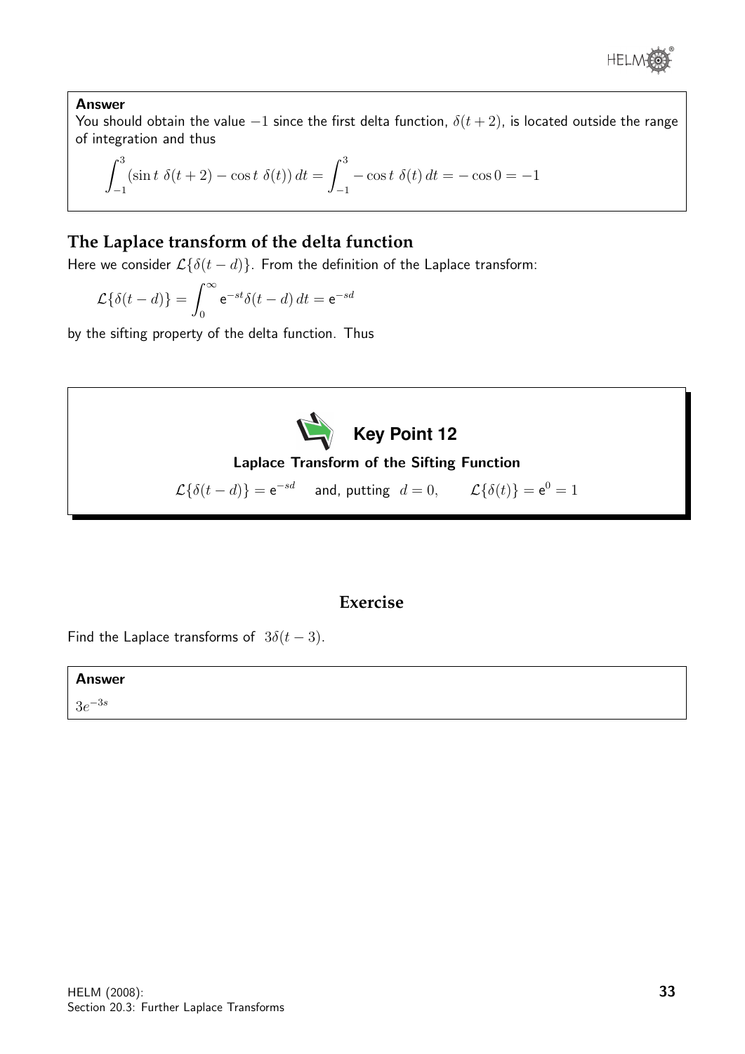**Answer**

You should obtain the value $-1$ since the first delta function, $\delta(t+2)$, is located outside the range of integration and thus

$$\int_{-1}^{3} (\sin t\ \delta(t+2) - \cos t\ \delta(t))\, dt = \int_{-1}^{3} -\cos t\ \delta(t)\, dt = -\cos 0 = -1$$

## The Laplace transform of the delta function

Here we consider $\mathcal{L}\{\delta(t-d)\}$. From the definition of the Laplace transform:

$$\mathcal{L}\{\delta(t-d)\} = \int_0^\infty \mathrm{e}^{-st}\delta(t-d)\, dt = \mathrm{e}^{-sd}$$

by the sifting property of the delta function. Thus

**Key Point 12**

**Laplace Transform of the Sifting Function**

$\mathcal{L}\{\delta(t-d)\} = \mathrm{e}^{-sd}$ and, putting $d = 0$, $\mathcal{L}\{\delta(t)\} = \mathrm{e}^{0} = 1$

## Exercise

Find the Laplace transforms of $3\delta(t-3)$.

**Answer**

$3e^{-3s}$